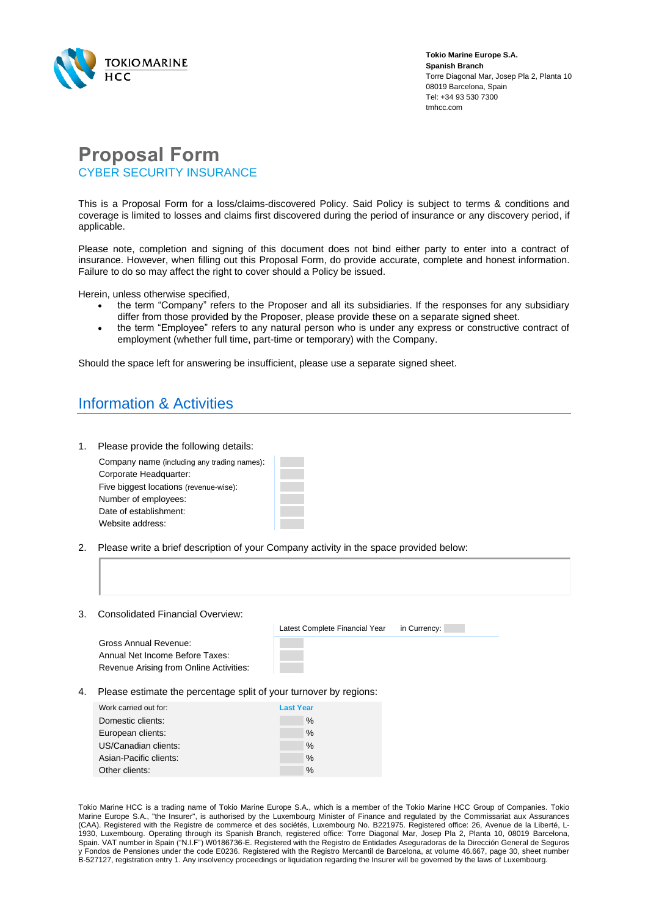**Tokio Marine Europe S.A.**
**Spanish Branch**
Torre Diagonal Mar, Josep Pla 2, Planta 10
08019 Barcelona, Spain
Tel: +34 93 530 7300
tmhcc.com

# Proposal Form

## CYBER SECURITY INSURANCE

This is a Proposal Form for a loss/claims-discovered Policy. Said Policy is subject to terms & conditions and coverage is limited to losses and claims first discovered during the period of insurance or any discovery period, if applicable.

Please note, completion and signing of this document does not bind either party to enter into a contract of insurance. However, when filling out this Proposal Form, do provide accurate, complete and honest information. Failure to do so may affect the right to cover should a Policy be issued.

Herein, unless otherwise specified,

- the term "Company" refers to the Proposer and all its subsidiaries. If the responses for any subsidiary differ from those provided by the Proposer, please provide these on a separate signed sheet.
- the term "Employee" refers to any natural person who is under any express or constructive contract of employment (whether full time, part-time or temporary) with the Company.

Should the space left for answering be insufficient, please use a separate signed sheet.

## Information & Activities

1. Please provide the following details:

| | |
|---|---|
| Company name (including any trading names): | |
| Corporate Headquarter: | |
| Five biggest locations (revenue-wise): | |
| Number of employees: | |
| Date of establishment: | |
| Website address: | |

2. Please write a brief description of your Company activity in the space provided below:

| |
|---|
| |

3. Consolidated Financial Overview:

| | Latest Complete Financial Year | in Currency: |
|---|---|---|
| Gross Annual Revenue: | | |
| Annual Net Income Before Taxes: | | |
| Revenue Arising from Online Activities: | | |

4. Please estimate the percentage split of your turnover by regions:

| Work carried out for: | Last Year |
|---|---|
| Domestic clients: | % |
| European clients: | % |
| US/Canadian clients: | % |
| Asian-Pacific clients: | % |
| Other clients: | % |

Tokio Marine HCC is a trading name of Tokio Marine Europe S.A., which is a member of the Tokio Marine HCC Group of Companies. Tokio Marine Europe S.A., "the Insurer", is authorised by the Luxembourg Minister of Finance and regulated by the Commissariat aux Assurances (CAA). Registered with the Registre de commerce et des sociétés, Luxembourg No. B221975. Registered office: 26, Avenue de la Liberté, L-1930, Luxembourg. Operating through its Spanish Branch, registered office: Torre Diagonal Mar, Josep Pla 2, Planta 10, 08019 Barcelona, Spain. VAT number in Spain ("N.I.F") W0186736-E. Registered with the Registro de Entidades Aseguradoras de la Dirección General de Seguros y Fondos de Pensiones under the code E0236. Registered with the Registro Mercantil de Barcelona, at volume 46.667, page 30, sheet number B-527127, registration entry 1. Any insolvency proceedings or liquidation regarding the Insurer will be governed by the laws of Luxembourg.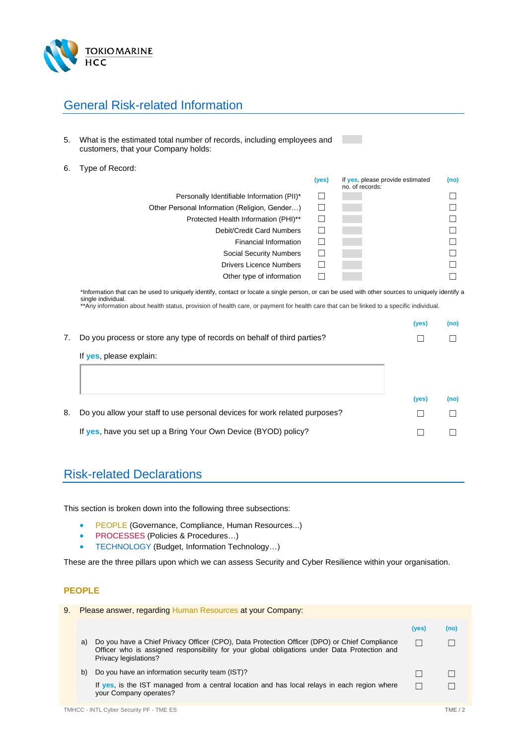## General Risk-related Information

5. What is the estimated total number of records, including employees and customers, that your Company holds:

6. Type of Record:

| | (yes) | If yes, please provide estimated no. of records: | (no) |
|---|---|---|---|
| Personally Identifiable Information (PII)* | ☐ | | ☐ |
| Other Personal Information (Religion, Gender…) | ☐ | | ☐ |
| Protected Health Information (PHI)** | ☐ | | ☐ |
| Debit/Credit Card Numbers | ☐ | | ☐ |
| Financial Information | ☐ | | ☐ |
| Social Security Numbers | ☐ | | ☐ |
| Drivers Licence Numbers | ☐ | | ☐ |
| Other type of information | ☐ | | ☐ |

*Information that can be used to uniquely identify, contact or locate a single person, or can be used with other sources to uniquely identify a single individual.
**Any information about health status, provision of health care, or payment for health care that can be linked to a specific individual.

| | (yes) | (no) |
|---|---|---|
| 7. Do you process or store any type of records on behalf of third parties? | ☐ | ☐ |

If yes, please explain:

| | (yes) | (no) |
|---|---|---|
| 8. Do you allow your staff to use personal devices for work related purposes? | ☐ | ☐ |
| If yes, have you set up a Bring Your Own Device (BYOD) policy? | ☐ | ☐ |

## Risk-related Declarations

This section is broken down into the following three subsections:

- PEOPLE (Governance, Compliance, Human Resources...)
- PROCESSES (Policies & Procedures…)
- TECHNOLOGY (Budget, Information Technology…)

These are the three pillars upon which we can assess Security and Cyber Resilience within your organisation.

### PEOPLE

9. Please answer, regarding Human Resources at your Company:

| | (yes) | (no) |
|---|---|---|
| a) Do you have a Chief Privacy Officer (CPO), Data Protection Officer (DPO) or Chief Compliance Officer who is assigned responsibility for your global obligations under Data Protection and Privacy legislations? | ☐ | ☐ |
| b) Do you have an information security team (IST)? | ☐ | ☐ |
| If yes, is the IST managed from a central location and has local relays in each region where your Company operates? | ☐ | ☐ |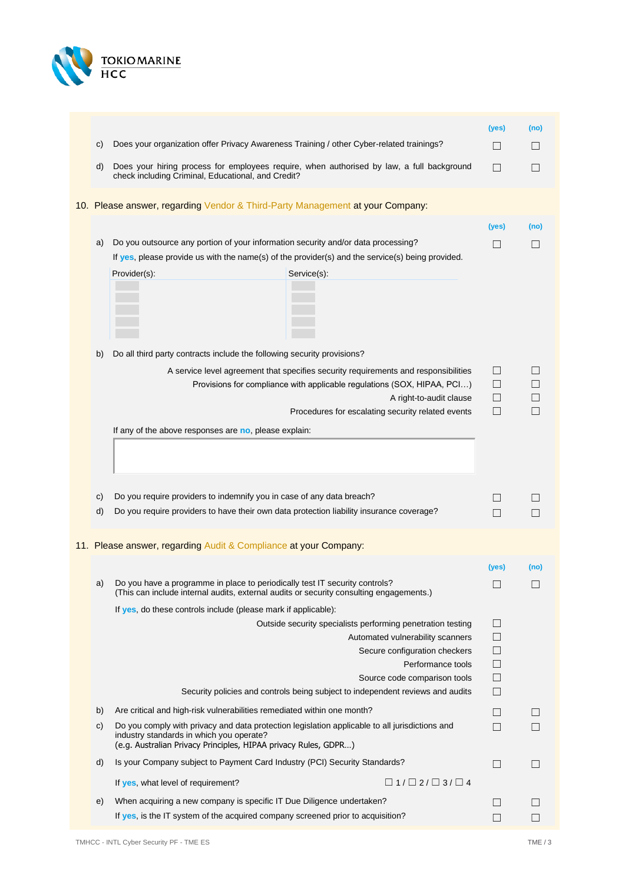| | | (yes) | (no) |
|---|---|---|---|
| c) | Does your organization offer Privacy Awareness Training / other Cyber-related trainings? | ☐ | ☐ |
| d) | Does your hiring process for employees require, when authorised by law, a full background check including Criminal, Educational, and Credit? | ☐ | ☐ |

10. Please answer, regarding Vendor & Third-Party Management at your Company:

| | | (yes) | (no) |
|---|---|---|---|
| a) | Do you outsource any portion of your information security and/or data processing? | ☐ | ☐ |

If **yes**, please provide us with the name(s) of the provider(s) and the service(s) being provided.

| Provider(s): | Service(s): |
|---|---|
| | |
| | |
| | |
| | |
| | |

b) Do all third party contracts include the following security provisions?

| | (yes) | (no) |
|---|---|---|
| A service level agreement that specifies security requirements and responsibilities | ☐ | ☐ |
| Provisions for compliance with applicable regulations (SOX, HIPAA, PCI…) | ☐ | ☐ |
| A right-to-audit clause | ☐ | ☐ |
| Procedures for escalating security related events | ☐ | ☐ |

If any of the above responses are **no**, please explain:

| | | (yes) | (no) |
|---|---|---|---|
| c) | Do you require providers to indemnify you in case of any data breach? | ☐ | ☐ |
| d) | Do you require providers to have their own data protection liability insurance coverage? | ☐ | ☐ |

11. Please answer, regarding Audit & Compliance at your Company:

| | | (yes) | (no) |
|---|---|---|---|
| a) | Do you have a programme in place to periodically test IT security controls? (This can include internal audits, external audits or security consulting engagements.) | ☐ | ☐ |

If **yes**, do these controls include (please mark if applicable):

- Outside security specialists performing penetration testing ☐
- Automated vulnerability scanners ☐
- Secure configuration checkers ☐
- Performance tools ☐
- Source code comparison tools ☐
- Security policies and controls being subject to independent reviews and audits ☐

| | | (yes) | (no) |
|---|---|---|---|
| b) | Are critical and high-risk vulnerabilities remediated within one month? | ☐ | ☐ |
| c) | Do you comply with privacy and data protection legislation applicable to all jurisdictions and industry standards in which you operate? (e.g. Australian Privacy Principles, HIPAA privacy Rules, GDPR...) | ☐ | ☐ |
| d) | Is your Company subject to Payment Card Industry (PCI) Security Standards? | ☐ | ☐ |
| | If **yes**, what level of requirement? ☐ 1 / ☐ 2 / ☐ 3 / ☐ 4 | | |
| e) | When acquiring a new company is specific IT Due Diligence undertaken? | ☐ | ☐ |
| | If **yes**, is the IT system of the acquired company screened prior to acquisition? | ☐ | ☐ |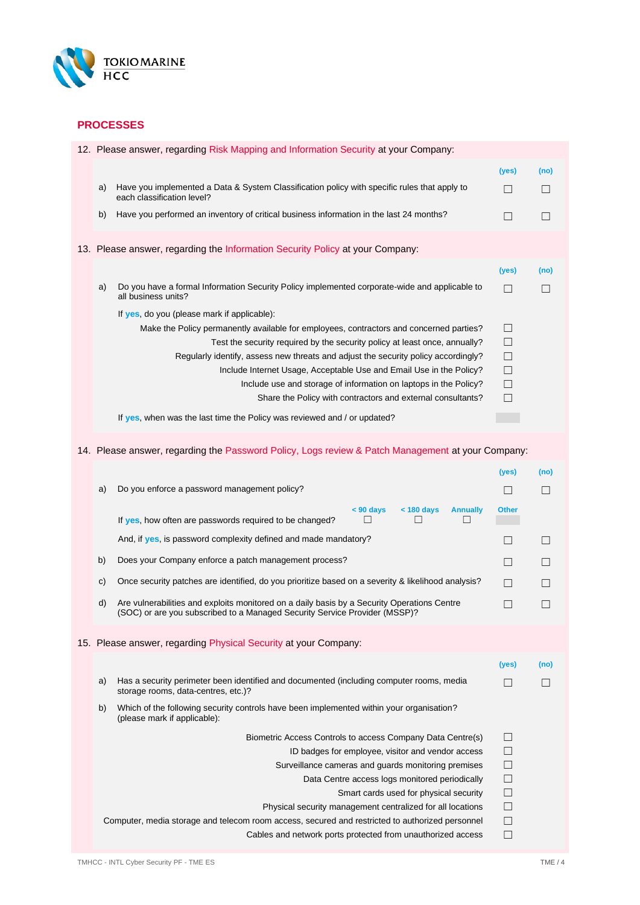## PROCESSES

12. Please answer, regarding Risk Mapping and Information Security at your Company:

| | | (yes) | (no) |
|---|---|---|---|
| a) | Have you implemented a Data & System Classification policy with specific rules that apply to each classification level? | ☐ | ☐ |
| b) | Have you performed an inventory of critical business information in the last 24 months? | ☐ | ☐ |

13. Please answer, regarding the Information Security Policy at your Company:

| | | (yes) | (no) |
|---|---|---|---|
| a) | Do you have a formal Information Security Policy implemented corporate-wide and applicable to all business units? | ☐ | ☐ |
| | If **yes**, do you (please mark if applicable): | | |
| | Make the Policy permanently available for employees, contractors and concerned parties? | ☐ | |
| | Test the security required by the security policy at least once, annually? | ☐ | |
| | Regularly identify, assess new threats and adjust the security policy accordingly? | ☐ | |
| | Include Internet Usage, Acceptable Use and Email Use in the Policy? | ☐ | |
| | Include use and storage of information on laptops in the Policy? | ☐ | |
| | Share the Policy with contractors and external consultants? | ☐ | |
| | If **yes**, when was the last time the Policy was reviewed and / or updated? | | |

14. Please answer, regarding the Password Policy, Logs review & Patch Management at your Company:

| | | (yes) | (no) |
|---|---|---|---|
| a) | Do you enforce a password management policy? | ☐ | ☐ |
| | If **yes**, how often are passwords required to be changed? < 90 days ☐ < 180 days ☐ Annually ☐ Other | | |
| | And, if **yes**, is password complexity defined and made mandatory? | ☐ | ☐ |
| b) | Does your Company enforce a patch management process? | ☐ | ☐ |
| c) | Once security patches are identified, do you prioritize based on a severity & likelihood analysis? | ☐ | ☐ |
| d) | Are vulnerabilities and exploits monitored on a daily basis by a Security Operations Centre (SOC) or are you subscribed to a Managed Security Service Provider (MSSP)? | ☐ | ☐ |

15. Please answer, regarding Physical Security at your Company:

| | | (yes) | (no) |
|---|---|---|---|
| a) | Has a security perimeter been identified and documented (including computer rooms, media storage rooms, data-centres, etc.)? | ☐ | ☐ |
| b) | Which of the following security controls have been implemented within your organisation? (please mark if applicable): | | |
| | Biometric Access Controls to access Company Data Centre(s) | ☐ | |
| | ID badges for employee, visitor and vendor access | ☐ | |
| | Surveillance cameras and guards monitoring premises | ☐ | |
| | Data Centre access logs monitored periodically | ☐ | |
| | Smart cards used for physical security | ☐ | |
| | Physical security management centralized for all locations | ☐ | |
| | Computer, media storage and telecom room access, secured and restricted to authorized personnel | ☐ | |
| | Cables and network ports protected from unauthorized access | ☐ | |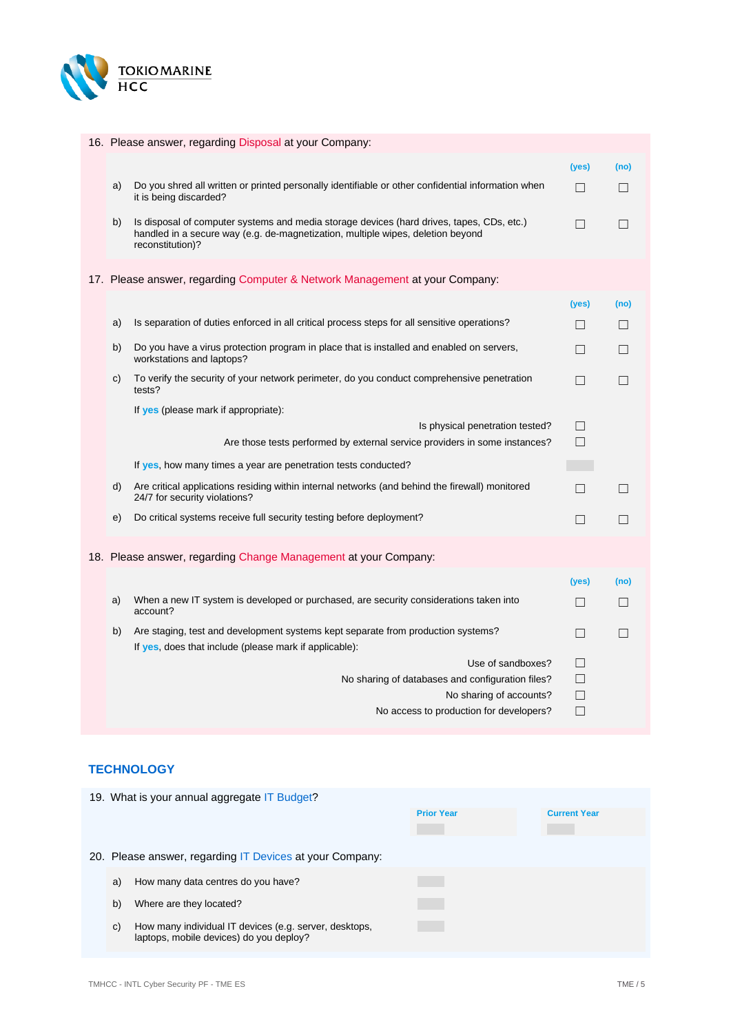16. Please answer, regarding Disposal at your Company:

| | | (yes) | (no) |
|---|---|---|---|
| a) | Do you shred all written or printed personally identifiable or other confidential information when it is being discarded? | ☐ | ☐ |
| b) | Is disposal of computer systems and media storage devices (hard drives, tapes, CDs, etc.) handled in a secure way (e.g. de-magnetization, multiple wipes, deletion beyond reconstitution)? | ☐ | ☐ |

17. Please answer, regarding Computer & Network Management at your Company:

| | | (yes) | (no) |
|---|---|---|---|
| a) | Is separation of duties enforced in all critical process steps for all sensitive operations? | ☐ | ☐ |
| b) | Do you have a virus protection program in place that is installed and enabled on servers, workstations and laptops? | ☐ | ☐ |
| c) | To verify the security of your network perimeter, do you conduct comprehensive penetration tests? | ☐ | ☐ |
| | If **yes** (please mark if appropriate): | | |
| | Is physical penetration tested? | ☐ | |
| | Are those tests performed by external service providers in some instances? | ☐ | |
| | If **yes**, how many times a year are penetration tests conducted? | | |
| d) | Are critical applications residing within internal networks (and behind the firewall) monitored 24/7 for security violations? | ☐ | ☐ |
| e) | Do critical systems receive full security testing before deployment? | ☐ | ☐ |

18. Please answer, regarding Change Management at your Company:

| | | (yes) | (no) |
|---|---|---|---|
| a) | When a new IT system is developed or purchased, are security considerations taken into account? | ☐ | ☐ |
| b) | Are staging, test and development systems kept separate from production systems? | ☐ | ☐ |
| | If **yes**, does that include (please mark if applicable): | | |
| | Use of sandboxes? | ☐ | |
| | No sharing of databases and configuration files? | ☐ | |
| | No sharing of accounts? | ☐ | |
| | No access to production for developers? | ☐ | |

## TECHNOLOGY

19. What is your annual aggregate IT Budget?

| Prior Year | Current Year |
|---|---|
| | |

20. Please answer, regarding IT Devices at your Company:

| | | |
|---|---|---|
| a) | How many data centres do you have? | |
| b) | Where are they located? | |
| c) | How many individual IT devices (e.g. server, desktops, laptops, mobile devices) do you deploy? | |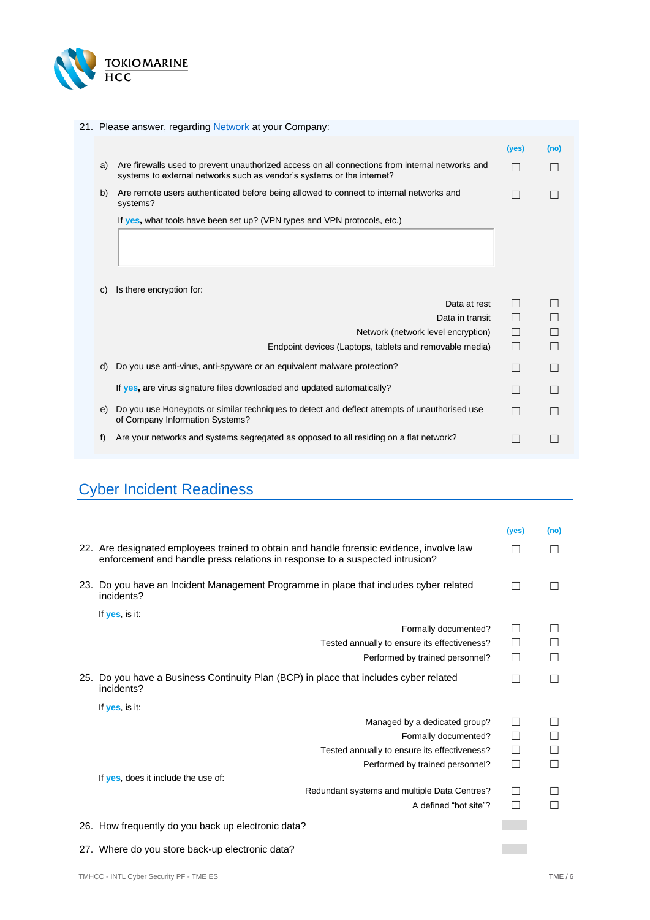21. Please answer, regarding Network at your Company:

| | | (yes) | (no) |
|---|---|---|---|
| a) | Are firewalls used to prevent unauthorized access on all connections from internal networks and systems to external networks such as vendor's systems or the internet? | ☐ | ☐ |
| b) | Are remote users authenticated before being allowed to connect to internal networks and systems? | ☐ | ☐ |
| | If **yes,** what tools have been set up? (VPN types and VPN protocols, etc.) | | |
| c) | Is there encryption for: | | |
| | Data at rest | ☐ | ☐ |
| | Data in transit | ☐ | ☐ |
| | Network (network level encryption) | ☐ | ☐ |
| | Endpoint devices (Laptops, tablets and removable media) | ☐ | ☐ |
| d) | Do you use anti-virus, anti-spyware or an equivalent malware protection? | ☐ | ☐ |
| | If **yes,** are virus signature files downloaded and updated automatically? | ☐ | ☐ |
| e) | Do you use Honeypots or similar techniques to detect and deflect attempts of unauthorised use of Company Information Systems? | ☐ | ☐ |
| f) | Are your networks and systems segregated as opposed to all residing on a flat network? | ☐ | ☐ |

## Cyber Incident Readiness

| | (yes) | (no) |
|---|---|---|
| 22. Are designated employees trained to obtain and handle forensic evidence, involve law enforcement and handle press relations in response to a suspected intrusion? | ☐ | ☐ |
| 23. Do you have an Incident Management Programme in place that includes cyber related incidents? | ☐ | ☐ |
| If **yes**, is it: | | |
| Formally documented? | ☐ | ☐ |
| Tested annually to ensure its effectiveness? | ☐ | ☐ |
| Performed by trained personnel? | ☐ | ☐ |
| 25. Do you have a Business Continuity Plan (BCP) in place that includes cyber related incidents? | ☐ | ☐ |
| If **yes**, is it: | | |
| Managed by a dedicated group? | ☐ | ☐ |
| Formally documented? | ☐ | ☐ |
| Tested annually to ensure its effectiveness? | ☐ | ☐ |
| Performed by trained personnel? | ☐ | ☐ |
| If **yes**, does it include the use of: | | |
| Redundant systems and multiple Data Centres? | ☐ | ☐ |
| A defined "hot site"? | ☐ | ☐ |

26. How frequently do you back up electronic data?

27. Where do you store back-up electronic data?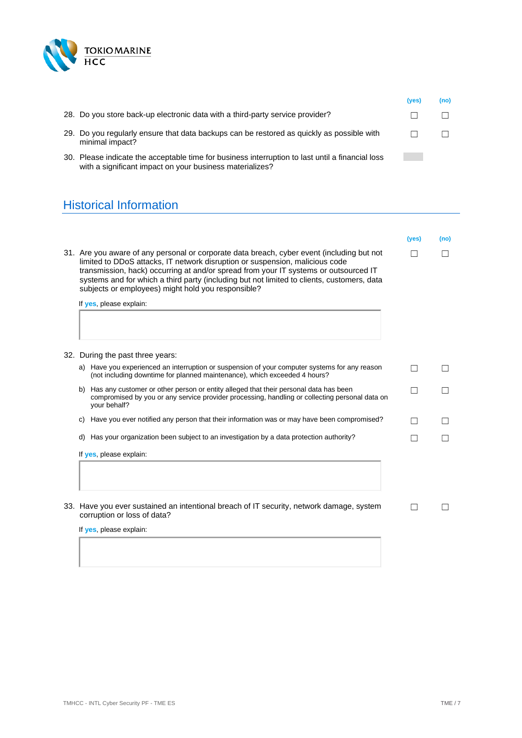| | (yes) | (no) |
|---|---|---|
| 28. Do you store back-up electronic data with a third-party service provider? | ☐ | ☐ |
| 29. Do you regularly ensure that data backups can be restored as quickly as possible with minimal impact? | ☐ | ☐ |
| 30. Please indicate the acceptable time for business interruption to last until a financial loss with a significant impact on your business materializes? | | |

## Historical Information

| | (yes) | (no) |
|---|---|---|
| 31. Are you aware of any personal or corporate data breach, cyber event (including but not limited to DDoS attacks, IT network disruption or suspension, malicious code transmission, hack) occurring at and/or spread from your IT systems or outsourced IT systems and for which a third party (including but not limited to clients, customers, data subjects or employees) might hold you responsible? | ☐ | ☐ |

If yes, please explain:

| | (yes) | (no) |
|---|---|---|
| 32. During the past three years: | | |
| a) Have you experienced an interruption or suspension of your computer systems for any reason (not including downtime for planned maintenance), which exceeded 4 hours? | ☐ | ☐ |
| b) Has any customer or other person or entity alleged that their personal data has been compromised by you or any service provider processing, handling or collecting personal data on your behalf? | ☐ | ☐ |
| c) Have you ever notified any person that their information was or may have been compromised? | ☐ | ☐ |
| d) Has your organization been subject to an investigation by a data protection authority? | ☐ | ☐ |

If yes, please explain:

| | (yes) | (no) |
|---|---|---|
| 33. Have you ever sustained an intentional breach of IT security, network damage, system corruption or loss of data? | ☐ | ☐ |

If yes, please explain: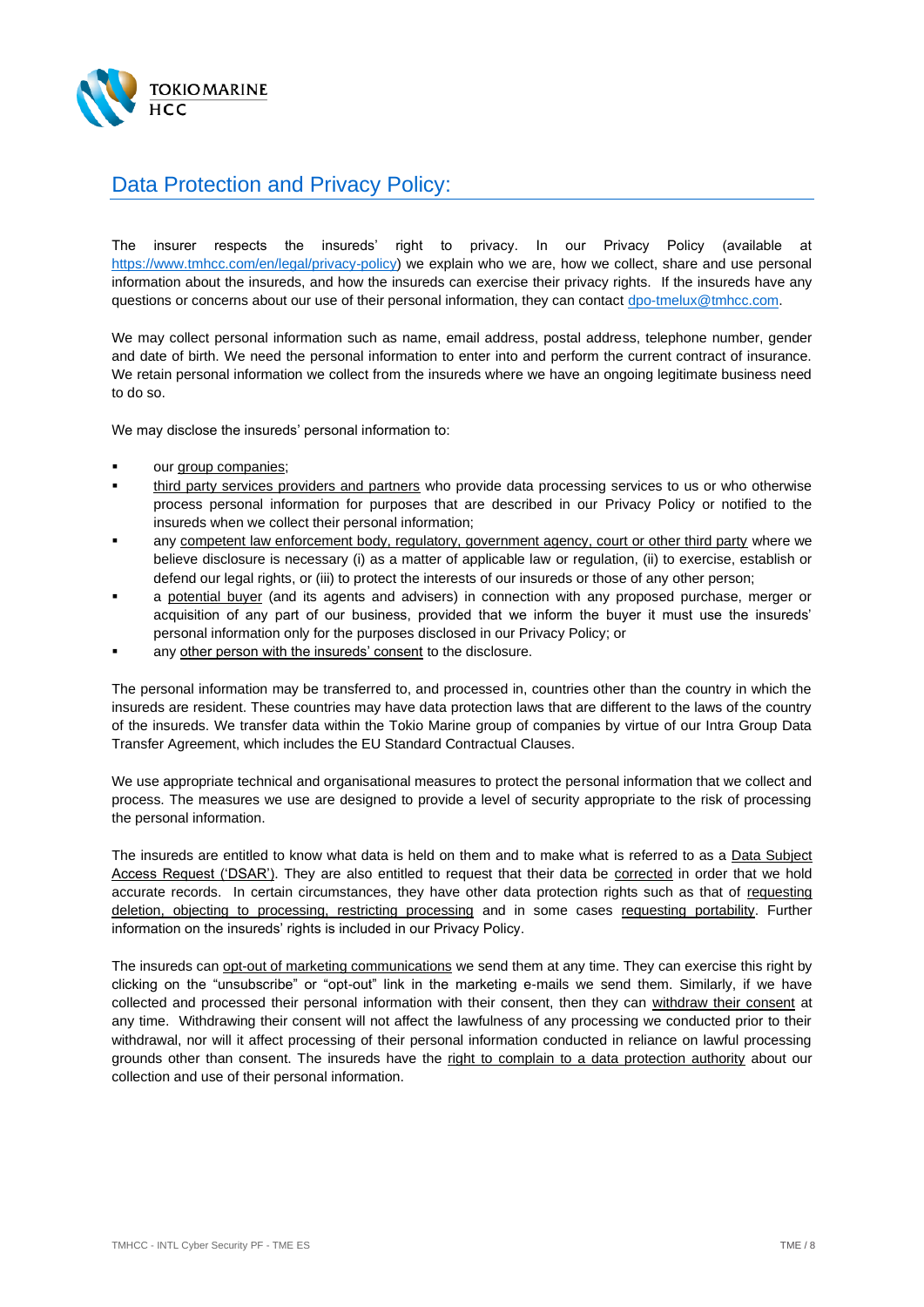## Data Protection and Privacy Policy:

The insurer respects the insureds' right to privacy. In our Privacy Policy (available at https://www.tmhcc.com/en/legal/privacy-policy) we explain who we are, how we collect, share and use personal information about the insureds, and how the insureds can exercise their privacy rights. If the insureds have any questions or concerns about our use of their personal information, they can contact dpo-tmelux@tmhcc.com.

We may collect personal information such as name, email address, postal address, telephone number, gender and date of birth. We need the personal information to enter into and perform the current contract of insurance. We retain personal information we collect from the insureds where we have an ongoing legitimate business need to do so.

We may disclose the insureds' personal information to:

- our group companies;
- third party services providers and partners who provide data processing services to us or who otherwise process personal information for purposes that are described in our Privacy Policy or notified to the insureds when we collect their personal information;
- any competent law enforcement body, regulatory, government agency, court or other third party where we believe disclosure is necessary (i) as a matter of applicable law or regulation, (ii) to exercise, establish or defend our legal rights, or (iii) to protect the interests of our insureds or those of any other person;
- a potential buyer (and its agents and advisers) in connection with any proposed purchase, merger or acquisition of any part of our business, provided that we inform the buyer it must use the insureds' personal information only for the purposes disclosed in our Privacy Policy; or
- any other person with the insureds' consent to the disclosure.

The personal information may be transferred to, and processed in, countries other than the country in which the insureds are resident. These countries may have data protection laws that are different to the laws of the country of the insureds. We transfer data within the Tokio Marine group of companies by virtue of our Intra Group Data Transfer Agreement, which includes the EU Standard Contractual Clauses.

We use appropriate technical and organisational measures to protect the personal information that we collect and process. The measures we use are designed to provide a level of security appropriate to the risk of processing the personal information.

The insureds are entitled to know what data is held on them and to make what is referred to as a Data Subject Access Request ('DSAR'). They are also entitled to request that their data be corrected in order that we hold accurate records. In certain circumstances, they have other data protection rights such as that of requesting deletion, objecting to processing, restricting processing and in some cases requesting portability. Further information on the insureds' rights is included in our Privacy Policy.

The insureds can opt-out of marketing communications we send them at any time. They can exercise this right by clicking on the "unsubscribe" or "opt-out" link in the marketing e-mails we send them. Similarly, if we have collected and processed their personal information with their consent, then they can withdraw their consent at any time. Withdrawing their consent will not affect the lawfulness of any processing we conducted prior to their withdrawal, nor will it affect processing of their personal information conducted in reliance on lawful processing grounds other than consent. The insureds have the right to complain to a data protection authority about our collection and use of their personal information.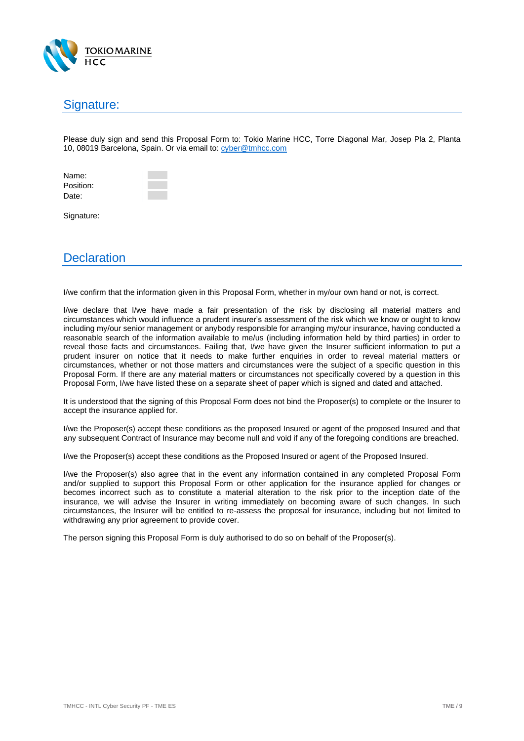## Signature:

Please duly sign and send this Proposal Form to: Tokio Marine HCC, Torre Diagonal Mar, Josep Pla 2, Planta 10, 08019 Barcelona, Spain. Or via email to: cyber@tmhcc.com

| | |
|---|---|
| Name: | |
| Position: | |
| Date: | |

Signature:

## Declaration

I/we confirm that the information given in this Proposal Form, whether in my/our own hand or not, is correct.

I/we declare that I/we have made a fair presentation of the risk by disclosing all material matters and circumstances which would influence a prudent insurer's assessment of the risk which we know or ought to know including my/our senior management or anybody responsible for arranging my/our insurance, having conducted a reasonable search of the information available to me/us (including information held by third parties) in order to reveal those facts and circumstances. Failing that, I/we have given the Insurer sufficient information to put a prudent insurer on notice that it needs to make further enquiries in order to reveal material matters or circumstances, whether or not those matters and circumstances were the subject of a specific question in this Proposal Form. If there are any material matters or circumstances not specifically covered by a question in this Proposal Form, I/we have listed these on a separate sheet of paper which is signed and dated and attached.

It is understood that the signing of this Proposal Form does not bind the Proposer(s) to complete or the Insurer to accept the insurance applied for.

I/we the Proposer(s) accept these conditions as the proposed Insured or agent of the proposed Insured and that any subsequent Contract of Insurance may become null and void if any of the foregoing conditions are breached.

I/we the Proposer(s) accept these conditions as the Proposed Insured or agent of the Proposed Insured.

I/we the Proposer(s) also agree that in the event any information contained in any completed Proposal Form and/or supplied to support this Proposal Form or other application for the insurance applied for changes or becomes incorrect such as to constitute a material alteration to the risk prior to the inception date of the insurance, we will advise the Insurer in writing immediately on becoming aware of such changes. In such circumstances, the Insurer will be entitled to re-assess the proposal for insurance, including but not limited to withdrawing any prior agreement to provide cover.

The person signing this Proposal Form is duly authorised to do so on behalf of the Proposer(s).